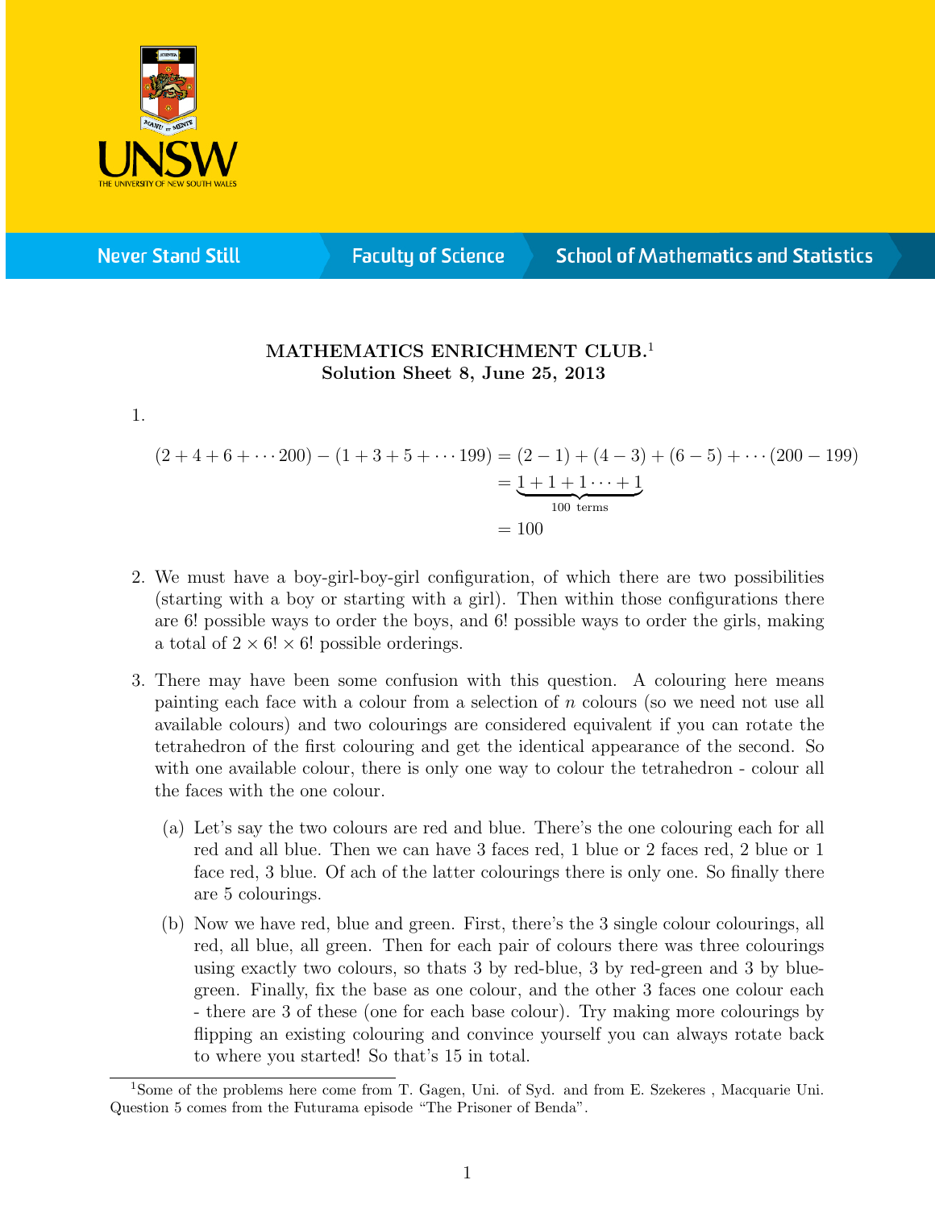## MATHEMATICS ENRICHMENT CLUB.[1]
### Solution Sheet 8, June 25, 2013

1.

$$
\begin{aligned}
(2+4+6+\cdots 200)-(1+3+5+\cdots 199) &= (2-1)+(4-3)+(6-5)+\cdots(200-199) \\
&= \underbrace{1+1+1\cdots+1}_{100 \text{ terms}} \\
&= 100
\end{aligned}
$$

2. We must have a boy-girl-boy-girl configuration, of which there are two possibilities (starting with a boy or starting with a girl). Then within those configurations there are 6! possible ways to order the boys, and 6! possible ways to order the girls, making a total of $2 \times 6! \times 6!$ possible orderings.

3. There may have been some confusion with this question. A colouring here means painting each face with a colour from a selection of $n$ colours (so we need not use all available colours) and two colourings are considered equivalent if you can rotate the tetrahedron of the first colouring and get the identical appearance of the second. So with one available colour, there is only one way to colour the tetrahedron - colour all the faces with the one colour.

   (a) Let's say the two colours are red and blue. There's the one colouring each for all red and all blue. Then we can have 3 faces red, 1 blue or 2 faces red, 2 blue or 1 face red, 3 blue. Of ach of the latter colourings there is only one. So finally there are 5 colourings.

   (b) Now we have red, blue and green. First, there's the 3 single colour colourings, all red, all blue, all green. Then for each pair of colours there was three colourings using exactly two colours, so thats 3 by red-blue, 3 by red-green and 3 by blue-green. Finally, fix the base as one colour, and the other 3 faces one colour each - there are 3 of these (one for each base colour). Try making more colourings by flipping an existing colouring and convince yourself you can always rotate back to where you started! So that's 15 in total.

---

[1] Some of the problems here come from T. Gagen, Uni. of Syd. and from E. Szekeres , Macquarie Uni. Question 5 comes from the Futurama episode "The Prisoner of Benda".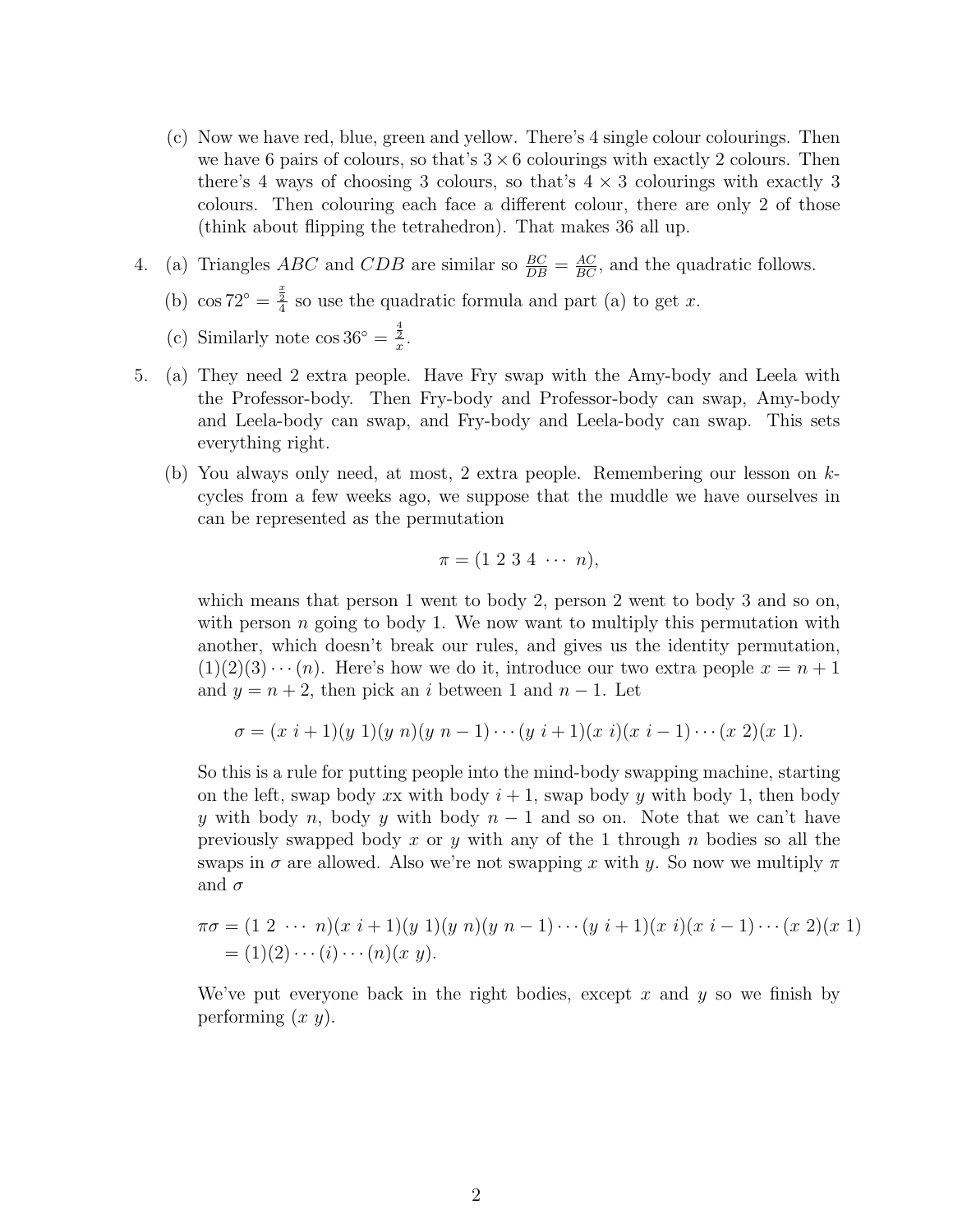(c) Now we have red, blue, green and yellow. There's 4 single colour colourings. Then we have 6 pairs of colours, so that's $3 \times 6$ colourings with exactly 2 colours. Then there's 4 ways of choosing 3 colours, so that's $4 \times 3$ colourings with exactly 3 colours. Then colouring each face a different colour, there are only 2 of those (think about flipping the tetrahedron). That makes 36 all up.

4. (a) Triangles $ABC$ and $CDB$ are similar so $\frac{BC}{DB} = \frac{AC}{BC}$, and the quadratic follows.

   (b) $\cos 72^\circ = \frac{\frac{x}{2}}{4}$ so use the quadratic formula and part (a) to get $x$.

   (c) Similarly note $\cos 36^\circ = \frac{\frac{4}{2}}{x}$.

5. (a) They need 2 extra people. Have Fry swap with the Amy-body and Leela with the Professor-body. Then Fry-body and Professor-body can swap, Amy-body and Leela-body can swap, and Fry-body and Leela-body can swap. This sets everything right.

   (b) You always only need, at most, 2 extra people. Remembering our lesson on $k$-cycles from a few weeks ago, we suppose that the muddle we have ourselves in can be represented as the permutation

$$\pi = (1\ 2\ 3\ 4\ \cdots\ n),$$

which means that person 1 went to body 2, person 2 went to body 3 and so on, with person $n$ going to body 1. We now want to multiply this permutation with another, which doesn't break our rules, and gives us the identity permutation, $(1)(2)(3)\cdots(n)$. Here's how we do it, introduce our two extra people $x = n+1$ and $y = n+2$, then pick an $i$ between 1 and $n-1$. Let

$$\sigma = (x\ i+1)(y\ 1)(y\ n)(y\ n-1)\cdots(y\ i+1)(x\ i)(x\ i-1)\cdots(x\ 2)(x\ 1).$$

So this is a rule for putting people into the mind-body swapping machine, starting on the left, swap body $x$x with body $i+1$, swap body $y$ with body 1, then body $y$ with body $n$, body $y$ with body $n-1$ and so on. Note that we can't have previously swapped body $x$ or $y$ with any of the 1 through $n$ bodies so all the swaps in $\sigma$ are allowed. Also we're not swapping $x$ with $y$. So now we multiply $\pi$ and $\sigma$

$$\begin{aligned}\pi\sigma &= (1\ 2\ \cdots\ n)(x\ i+1)(y\ 1)(y\ n)(y\ n-1)\cdots(y\ i+1)(x\ i)(x\ i-1)\cdots(x\ 2)(x\ 1)\\ &= (1)(2)\cdots(i)\cdots(n)(x\ y).\end{aligned}$$

We've put everyone back in the right bodies, except $x$ and $y$ so we finish by performing $(x\ y)$.